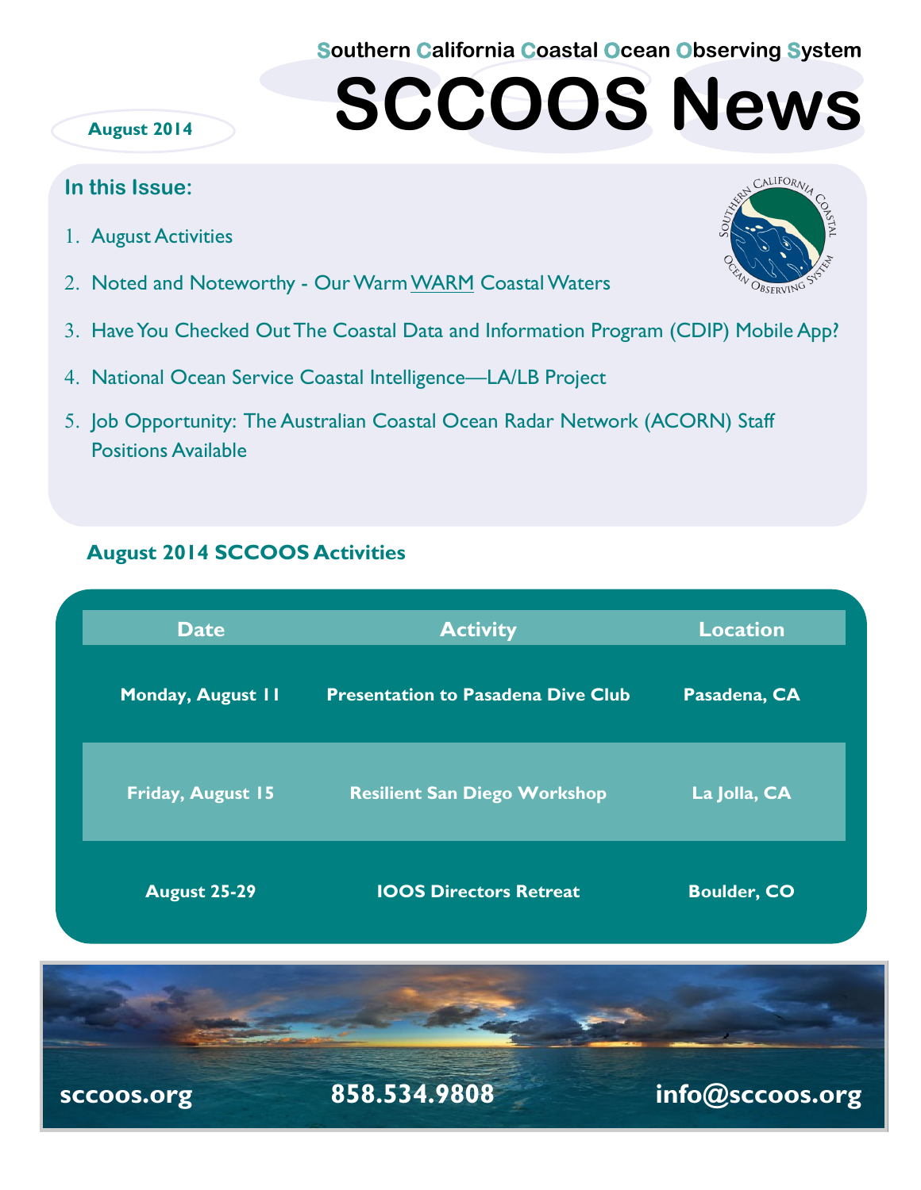Southern California Coastal Ocean Observing System

# SCCOOS News

**August 2014**

### In this Issue:

1. August Activities
2. Noted and Noteworthy - Our Warm WARM Coastal Waters
3. Have You Checked Out The Coastal Data and Information Program (CDIP) Mobile App?
4. National Ocean Service Coastal Intelligence—LA/LB Project
5. Job Opportunity: The Australian Coastal Ocean Radar Network (ACORN) Staff Positions Available

## August 2014 SCCOOS Activities

| Date | Activity | Location |
| --- | --- | --- |
| Monday, August 11 | Presentation to Pasadena Dive Club | Pasadena, CA |
| Friday, August 15 | Resilient San Diego Workshop | La Jolla, CA |
| August 25-29 | IOOS Directors Retreat | Boulder, CO |

**sccoos.org** **858.534.9808** **info@sccoos.org**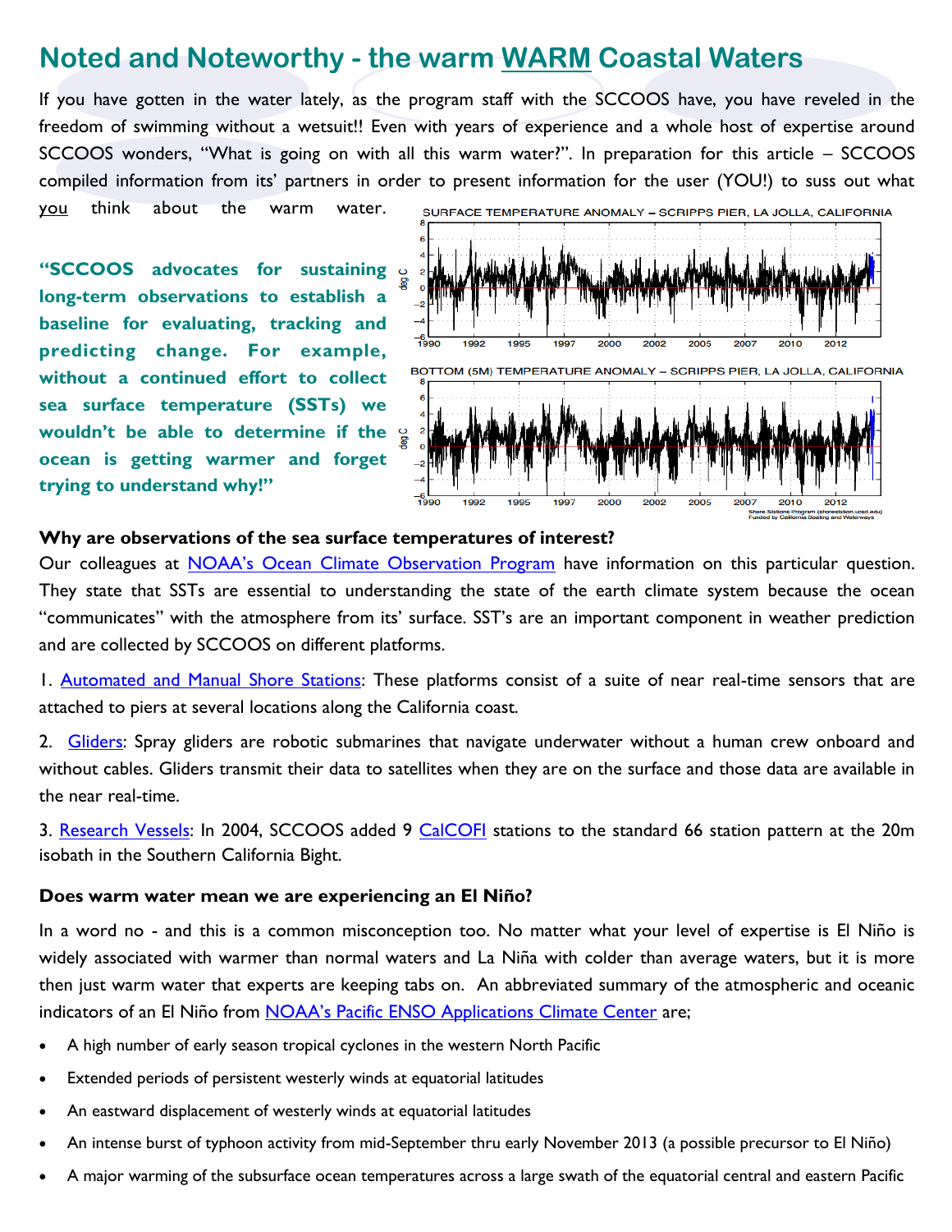# Noted and Noteworthy - the warm WARM Coastal Waters

If you have gotten in the water lately, as the program staff with the SCCOOS have, you have reveled in the freedom of swimming without a wetsuit!! Even with years of experience and a whole host of expertise around SCCOOS wonders, "What is going on with all this warm water?". In preparation for this article – SCCOOS compiled information from its' partners in order to present information for the user (YOU!) to suss out what you think about the warm water.

**"SCCOOS advocates for sustaining long-term observations to establish a baseline for evaluating, tracking and predicting change. For example, without a continued effort to collect sea surface temperature (SSTs) we wouldn't be able to determine if the ocean is getting warmer and forget trying to understand why!"**

### Why are observations of the sea surface temperatures of interest?

Our colleagues at NOAA's Ocean Climate Observation Program have information on this particular question. They state that SSTs are essential to understanding the state of the earth climate system because the ocean "communicates" with the atmosphere from its' surface. SST's are an important component in weather prediction and are collected by SCCOOS on different platforms.

1. Automated and Manual Shore Stations: These platforms consist of a suite of near real-time sensors that are attached to piers at several locations along the California coast.

2. Gliders: Spray gliders are robotic submarines that navigate underwater without a human crew onboard and without cables. Gliders transmit their data to satellites when they are on the surface and those data are available in the near real-time.

3. Research Vessels: In 2004, SCCOOS added 9 CalCOFI stations to the standard 66 station pattern at the 20m isobath in the Southern California Bight.

### Does warm water mean we are experiencing an El Niño?

In a word no - and this is a common misconception too. No matter what your level of expertise is El Niño is widely associated with warmer than normal waters and La Niña with colder than average waters, but it is more then just warm water that experts are keeping tabs on. An abbreviated summary of the atmospheric and oceanic indicators of an El Niño from NOAA's Pacific ENSO Applications Climate Center are;

- A high number of early season tropical cyclones in the western North Pacific
- Extended periods of persistent westerly winds at equatorial latitudes
- An eastward displacement of westerly winds at equatorial latitudes
- An intense burst of typhoon activity from mid-September thru early November 2013 (a possible precursor to El Niño)
- A major warming of the subsurface ocean temperatures across a large swath of the equatorial central and eastern Pacific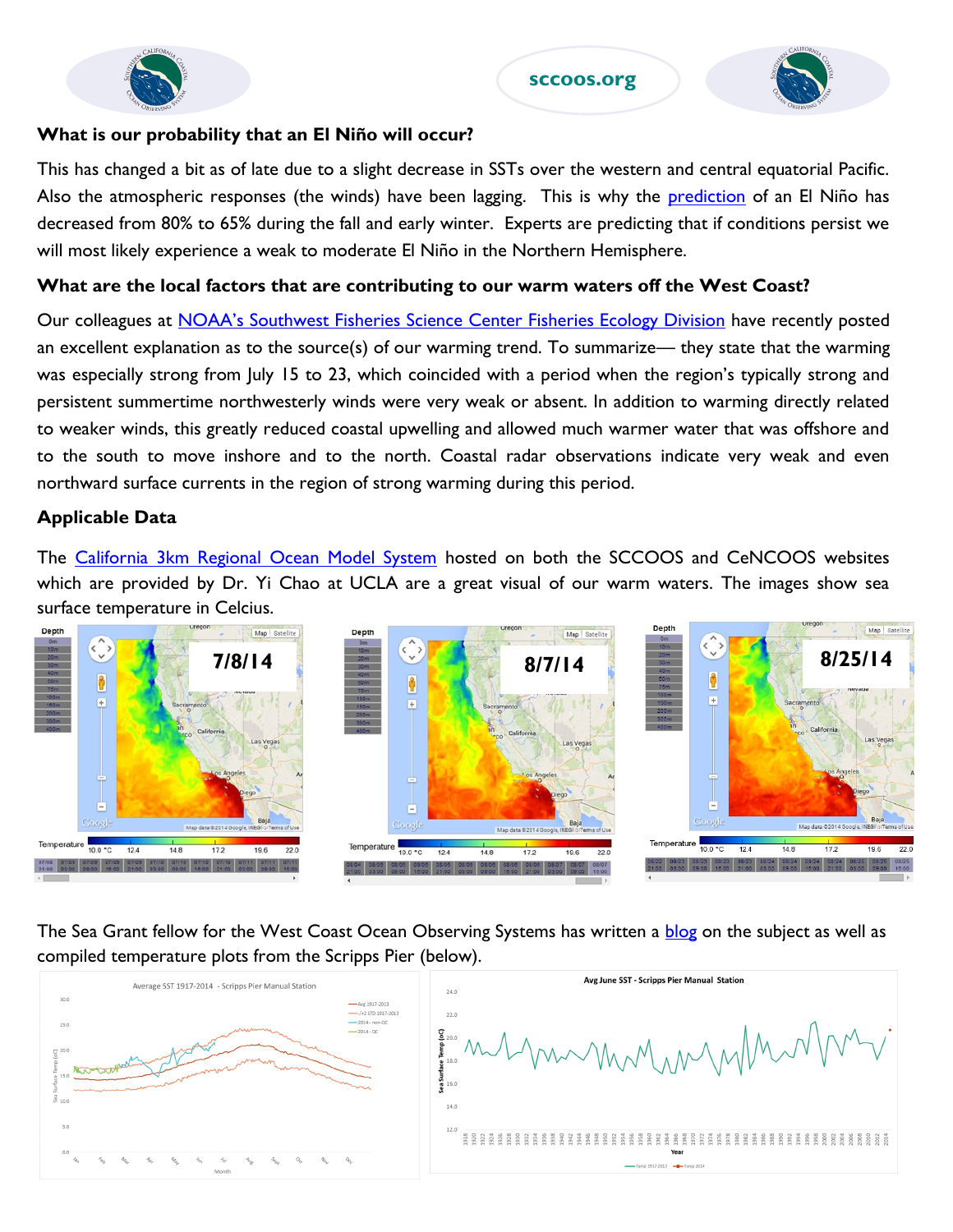### What is our probability that an El Niño will occur?

This has changed a bit as of late due to a slight decrease in SSTs over the western and central equatorial Pacific. Also the atmospheric responses (the winds) have been lagging. This is why the prediction of an El Niño has decreased from 80% to 65% during the fall and early winter. Experts are predicting that if conditions persist we will most likely experience a weak to moderate El Niño in the Northern Hemisphere.

### What are the local factors that are contributing to our warm waters off the West Coast?

Our colleagues at NOAA's Southwest Fisheries Science Center Fisheries Ecology Division have recently posted an excellent explanation as to the source(s) of our warming trend. To summarize— they state that the warming was especially strong from July 15 to 23, which coincided with a period when the region's typically strong and persistent summertime northwesterly winds were very weak or absent. In addition to warming directly related to weaker winds, this greatly reduced coastal upwelling and allowed much warmer water that was offshore and to the south to move inshore and to the north. Coastal radar observations indicate very weak and even northward surface currents in the region of strong warming during this period.

### Applicable Data

The California 3km Regional Ocean Model System hosted on both the SCCOOS and CeNCOOS websites which are provided by Dr. Yi Chao at UCLA are a great visual of our warm waters. The images show sea surface temperature in Celcius.

The Sea Grant fellow for the West Coast Ocean Observing Systems has written a blog on the subject as well as compiled temperature plots from the Scripps Pier (below).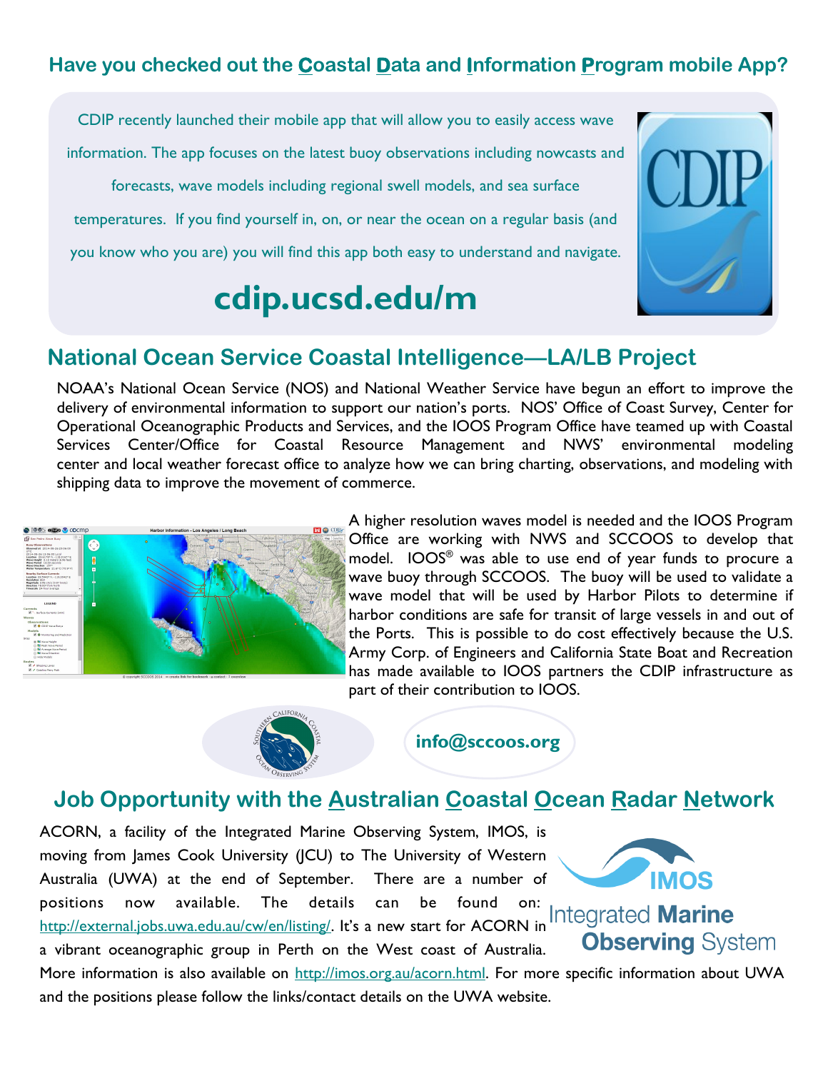## Have you checked out the Coastal Data and Information Program mobile App?

CDIP recently launched their mobile app that will allow you to easily access wave information. The app focuses on the latest buoy observations including nowcasts and forecasts, wave models including regional swell models, and sea surface temperatures. If you find yourself in, on, or near the ocean on a regular basis (and you know who you are) you will find this app both easy to understand and navigate.

**cdip.ucsd.edu/m**

## National Ocean Service Coastal Intelligence—LA/LB Project

NOAA's National Ocean Service (NOS) and National Weather Service have begun an effort to improve the delivery of environmental information to support our nation's ports. NOS' Office of Coast Survey, Center for Operational Oceanographic Products and Services, and the IOOS Program Office have teamed up with Coastal Services Center/Office for Coastal Resource Management and NWS' environmental modeling center and local weather forecast office to analyze how we can bring charting, observations, and modeling with shipping data to improve the movement of commerce.

A higher resolution waves model is needed and the IOOS Program Office are working with NWS and SCCOOS to develop that model. IOOS® was able to use end of year funds to procure a wave buoy through SCCOOS. The buoy will be used to validate a wave model that will be used by Harbor Pilots to determine if harbor conditions are safe for transit of large vessels in and out of the Ports. This is possible to do cost effectively because the U.S. Army Corp. of Engineers and California State Boat and Recreation has made available to IOOS partners the CDIP infrastructure as part of their contribution to IOOS.

**info@sccoos.org**

## Job Opportunity with the Australian Coastal Ocean Radar Network

ACORN, a facility of the Integrated Marine Observing System, IMOS, is moving from James Cook University (JCU) to The University of Western Australia (UWA) at the end of September. There are a number of positions now available. The details can be found on: http://external.jobs.uwa.edu.au/cw/en/listing/. It's a new start for ACORN in a vibrant oceanographic group in Perth on the West coast of Australia. More information is also available on http://imos.org.au/acorn.html. For more specific information about UWA and the positions please follow the links/contact details on the UWA website.